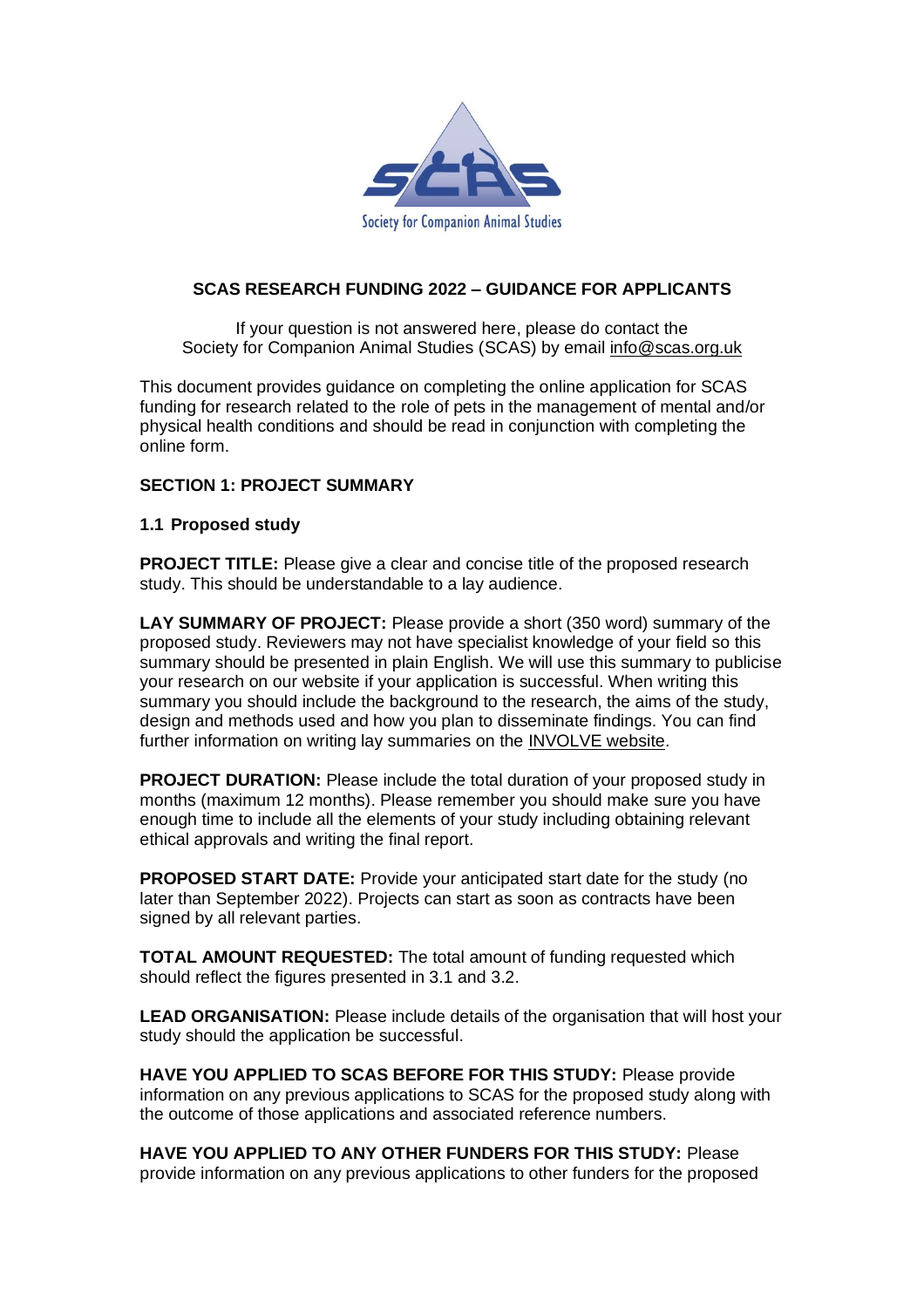Society for Companion Animal Studies

## SCAS RESEARCH FUNDING 2022 – GUIDANCE FOR APPLICANTS

If your question is not answered here, please do contact the Society for Companion Animal Studies (SCAS) by email info@scas.org.uk

This document provides guidance on completing the online application for SCAS funding for research related to the role of pets in the management of mental and/or physical health conditions and should be read in conjunction with completing the online form.

### SECTION 1: PROJECT SUMMARY

#### 1.1 Proposed study

**PROJECT TITLE:** Please give a clear and concise title of the proposed research study. This should be understandable to a lay audience.

**LAY SUMMARY OF PROJECT:** Please provide a short (350 word) summary of the proposed study. Reviewers may not have specialist knowledge of your field so this summary should be presented in plain English. We will use this summary to publicise your research on our website if your application is successful. When writing this summary you should include the background to the research, the aims of the study, design and methods used and how you plan to disseminate findings. You can find further information on writing lay summaries on the INVOLVE website.

**PROJECT DURATION:** Please include the total duration of your proposed study in months (maximum 12 months). Please remember you should make sure you have enough time to include all the elements of your study including obtaining relevant ethical approvals and writing the final report.

**PROPOSED START DATE:** Provide your anticipated start date for the study (no later than September 2022). Projects can start as soon as contracts have been signed by all relevant parties.

**TOTAL AMOUNT REQUESTED:** The total amount of funding requested which should reflect the figures presented in 3.1 and 3.2.

**LEAD ORGANISATION:** Please include details of the organisation that will host your study should the application be successful.

**HAVE YOU APPLIED TO SCAS BEFORE FOR THIS STUDY:** Please provide information on any previous applications to SCAS for the proposed study along with the outcome of those applications and associated reference numbers.

**HAVE YOU APPLIED TO ANY OTHER FUNDERS FOR THIS STUDY:** Please provide information on any previous applications to other funders for the proposed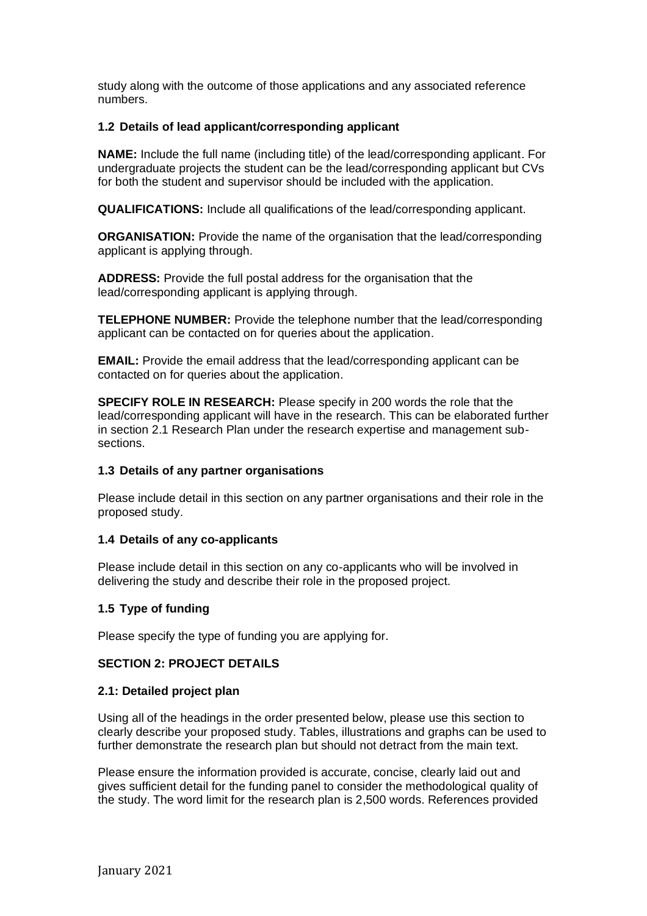study along with the outcome of those applications and any associated reference numbers.

### 1.2 Details of lead applicant/corresponding applicant

**NAME:** Include the full name (including title) of the lead/corresponding applicant. For undergraduate projects the student can be the lead/corresponding applicant but CVs for both the student and supervisor should be included with the application.

**QUALIFICATIONS:** Include all qualifications of the lead/corresponding applicant.

**ORGANISATION:** Provide the name of the organisation that the lead/corresponding applicant is applying through.

**ADDRESS:** Provide the full postal address for the organisation that the lead/corresponding applicant is applying through.

**TELEPHONE NUMBER:** Provide the telephone number that the lead/corresponding applicant can be contacted on for queries about the application.

**EMAIL:** Provide the email address that the lead/corresponding applicant can be contacted on for queries about the application.

**SPECIFY ROLE IN RESEARCH:** Please specify in 200 words the role that the lead/corresponding applicant will have in the research. This can be elaborated further in section 2.1 Research Plan under the research expertise and management sub-sections.

### 1.3 Details of any partner organisations

Please include detail in this section on any partner organisations and their role in the proposed study.

### 1.4 Details of any co-applicants

Please include detail in this section on any co-applicants who will be involved in delivering the study and describe their role in the proposed project.

### 1.5 Type of funding

Please specify the type of funding you are applying for.

## SECTION 2: PROJECT DETAILS

### 2.1: Detailed project plan

Using all of the headings in the order presented below, please use this section to clearly describe your proposed study. Tables, illustrations and graphs can be used to further demonstrate the research plan but should not detract from the main text.

Please ensure the information provided is accurate, concise, clearly laid out and gives sufficient detail for the funding panel to consider the methodological quality of the study. The word limit for the research plan is 2,500 words. References provided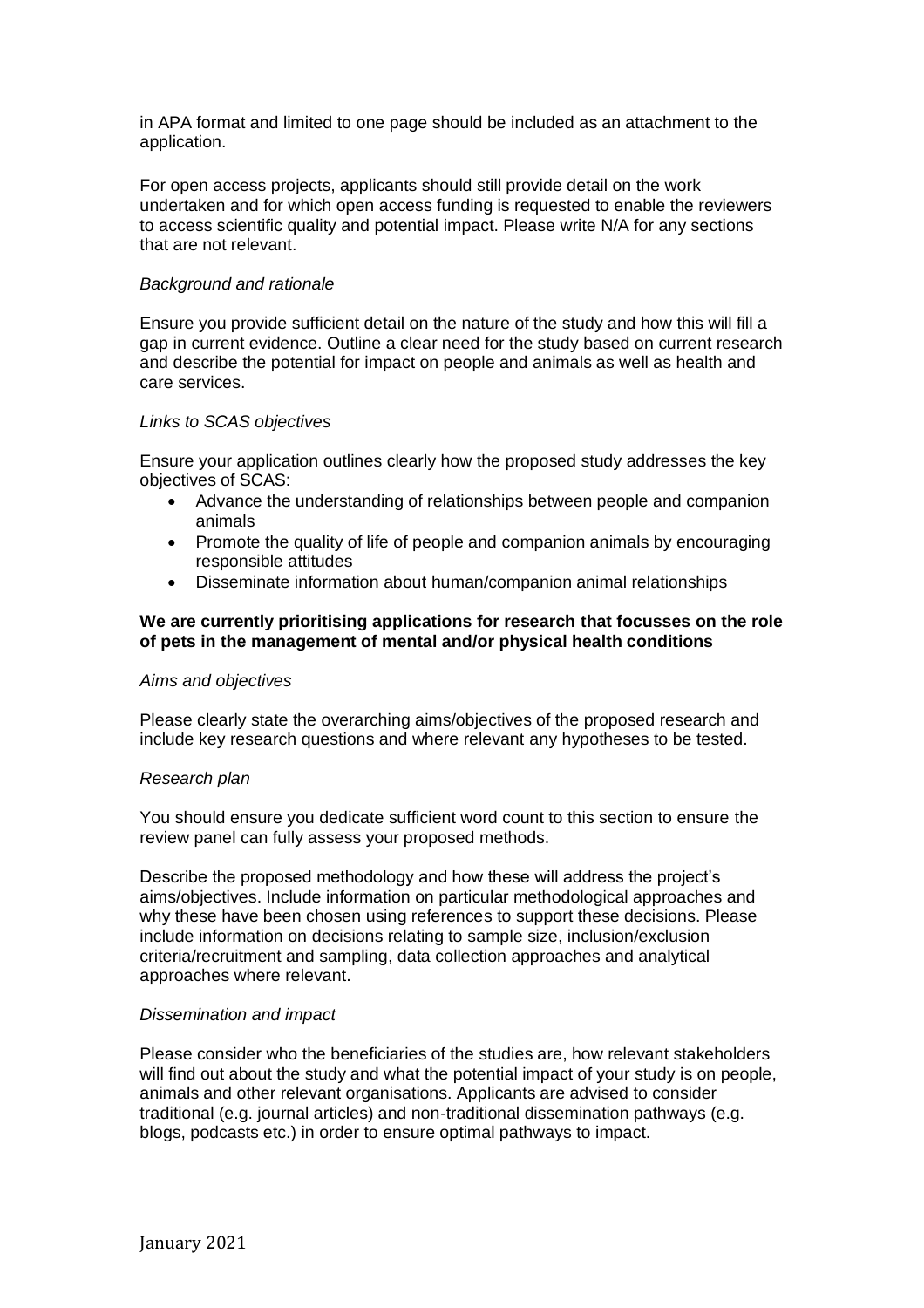in APA format and limited to one page should be included as an attachment to the application.

For open access projects, applicants should still provide detail on the work undertaken and for which open access funding is requested to enable the reviewers to access scientific quality and potential impact. Please write N/A for any sections that are not relevant.

*Background and rationale*

Ensure you provide sufficient detail on the nature of the study and how this will fill a gap in current evidence. Outline a clear need for the study based on current research and describe the potential for impact on people and animals as well as health and care services.

*Links to SCAS objectives*

Ensure your application outlines clearly how the proposed study addresses the key objectives of SCAS:

- Advance the understanding of relationships between people and companion animals
- Promote the quality of life of people and companion animals by encouraging responsible attitudes
- Disseminate information about human/companion animal relationships

**We are currently prioritising applications for research that focusses on the role of pets in the management of mental and/or physical health conditions**

*Aims and objectives*

Please clearly state the overarching aims/objectives of the proposed research and include key research questions and where relevant any hypotheses to be tested.

*Research plan*

You should ensure you dedicate sufficient word count to this section to ensure the review panel can fully assess your proposed methods.

Describe the proposed methodology and how these will address the project's aims/objectives. Include information on particular methodological approaches and why these have been chosen using references to support these decisions. Please include information on decisions relating to sample size, inclusion/exclusion criteria/recruitment and sampling, data collection approaches and analytical approaches where relevant.

*Dissemination and impact*

Please consider who the beneficiaries of the studies are, how relevant stakeholders will find out about the study and what the potential impact of your study is on people, animals and other relevant organisations. Applicants are advised to consider traditional (e.g. journal articles) and non-traditional dissemination pathways (e.g. blogs, podcasts etc.) in order to ensure optimal pathways to impact.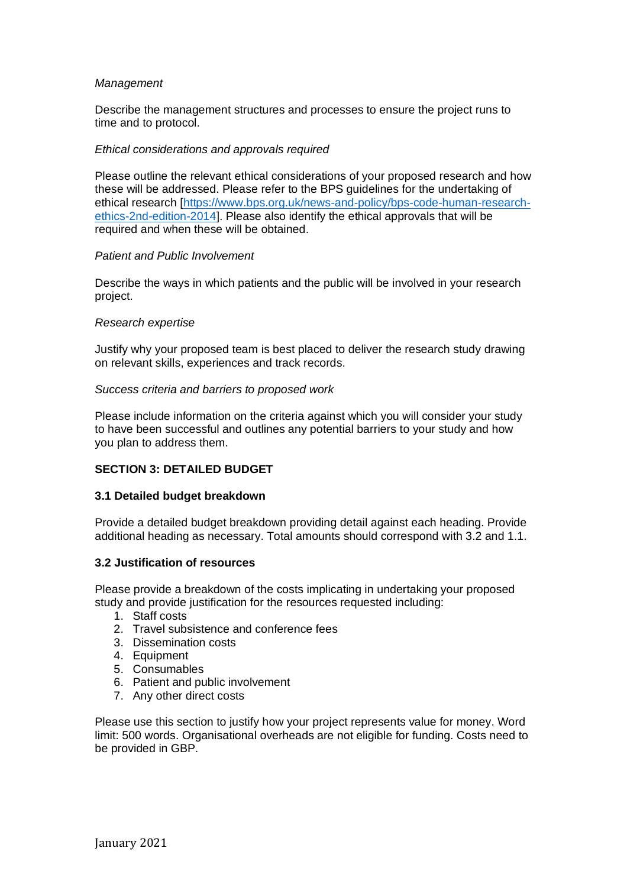*Management*

Describe the management structures and processes to ensure the project runs to time and to protocol.

*Ethical considerations and approvals required*

Please outline the relevant ethical considerations of your proposed research and how these will be addressed. Please refer to the BPS guidelines for the undertaking of ethical research [https://www.bps.org.uk/news-and-policy/bps-code-human-research-ethics-2nd-edition-2014]. Please also identify the ethical approvals that will be required and when these will be obtained.

*Patient and Public Involvement*

Describe the ways in which patients and the public will be involved in your research project.

*Research expertise*

Justify why your proposed team is best placed to deliver the research study drawing on relevant skills, experiences and track records.

*Success criteria and barriers to proposed work*

Please include information on the criteria against which you will consider your study to have been successful and outlines any potential barriers to your study and how you plan to address them.

## SECTION 3: DETAILED BUDGET

### 3.1 Detailed budget breakdown

Provide a detailed budget breakdown providing detail against each heading. Provide additional heading as necessary. Total amounts should correspond with 3.2 and 1.1.

### 3.2 Justification of resources

Please provide a breakdown of the costs implicating in undertaking your proposed study and provide justification for the resources requested including:

1. Staff costs
2. Travel subsistence and conference fees
3. Dissemination costs
4. Equipment
5. Consumables
6. Patient and public involvement
7. Any other direct costs

Please use this section to justify how your project represents value for money. Word limit: 500 words. Organisational overheads are not eligible for funding. Costs need to be provided in GBP.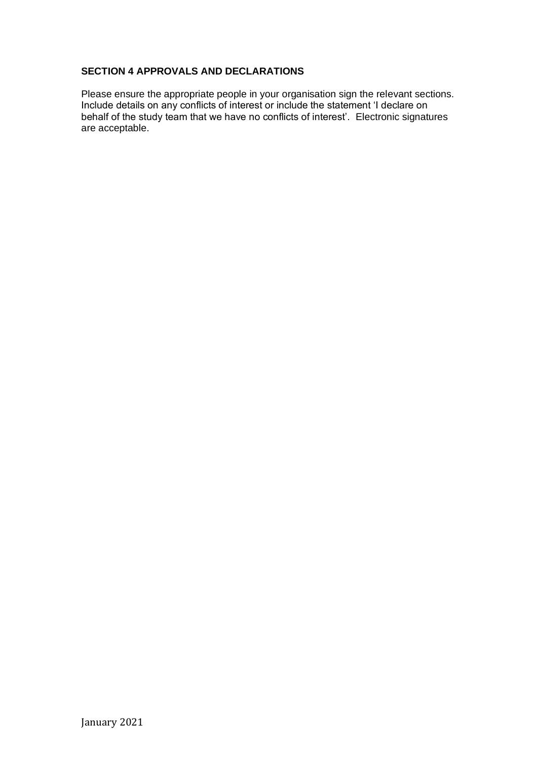**SECTION 4 APPROVALS AND DECLARATIONS**

Please ensure the appropriate people in your organisation sign the relevant sections. Include details on any conflicts of interest or include the statement 'I declare on behalf of the study team that we have no conflicts of interest'. Electronic signatures are acceptable.